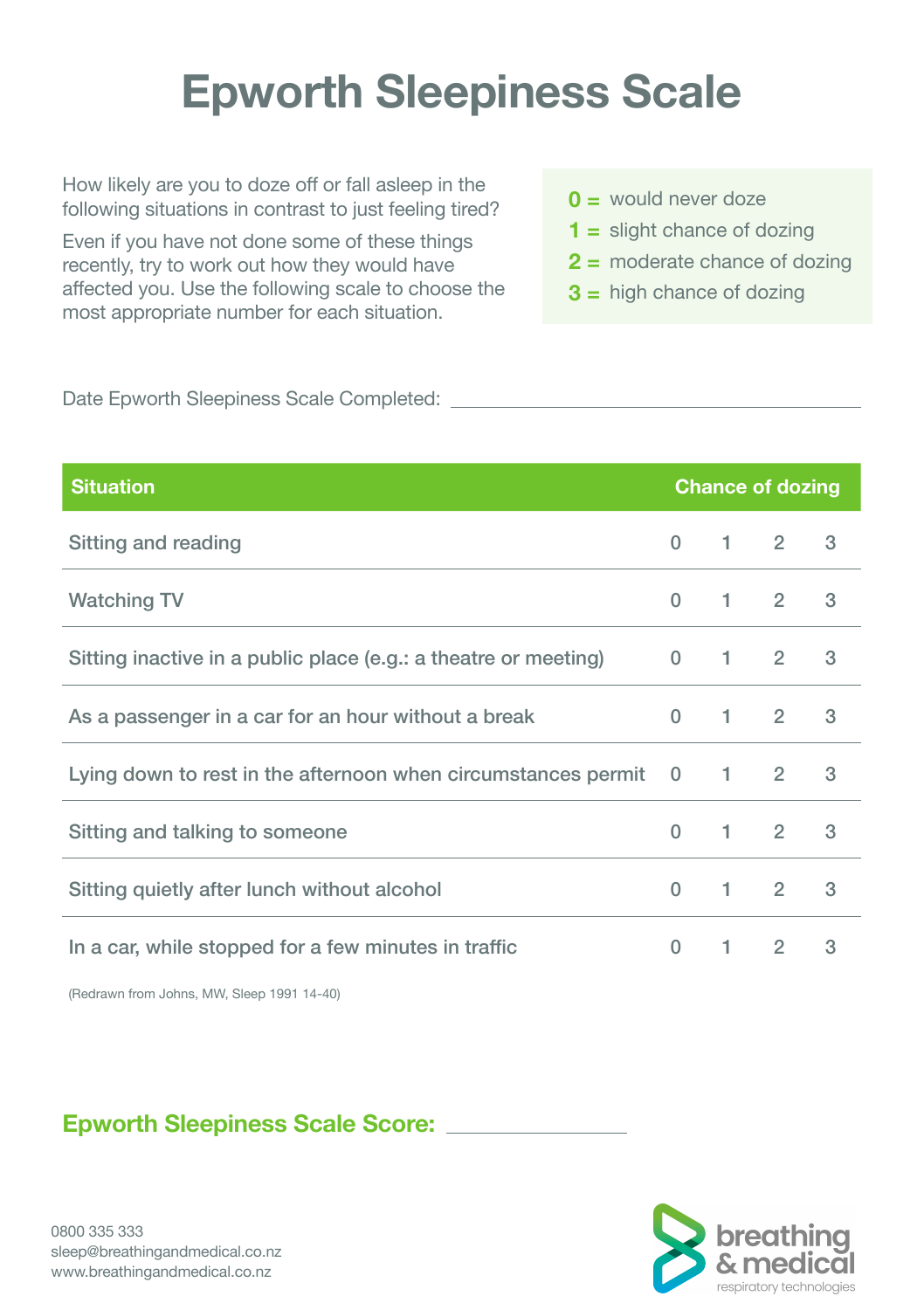# Epworth Sleepiness Scale

How likely are you to doze off or fall asleep in the following situations in contrast to just feeling tired?

Even if you have not done some of these things recently, try to work out how they would have affected you. Use the following scale to choose the most appropriate number for each situation.

**0 =** would never doze
**1 =** slight chance of dozing
**2 =** moderate chance of dozing
**3 =** high chance of dozing

Date Epworth Sleepiness Scale Completed: ______________________

| Situation | Chance of dozing | | | |
|---|---|---|---|---|
| Sitting and reading | 0 | 1 | 2 | 3 |
| Watching TV | 0 | 1 | 2 | 3 |
| Sitting inactive in a public place (e.g.: a theatre or meeting) | 0 | 1 | 2 | 3 |
| As a passenger in a car for an hour without a break | 0 | 1 | 2 | 3 |
| Lying down to rest in the afternoon when circumstances permit | 0 | 1 | 2 | 3 |
| Sitting and talking to someone | 0 | 1 | 2 | 3 |
| Sitting quietly after lunch without alcohol | 0 | 1 | 2 | 3 |
| In a car, while stopped for a few minutes in traffic | 0 | 1 | 2 | 3 |

(Redrawn from Johns, MW, Sleep 1991 14-40)

**Epworth Sleepiness Scale Score:** ______________

0800 335 333
sleep@breathingandmedical.co.nz
www.breathingandmedical.co.nz

breathing & medical
respiratory technologies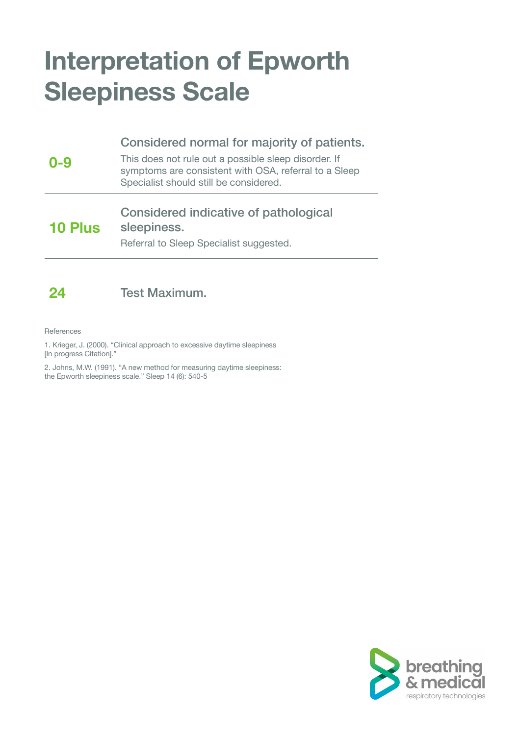# Interpretation of Epworth Sleepiness Scale

| | |
|---|---|
| **0-9** | **Considered normal for majority of patients.** This does not rule out a possible sleep disorder. If symptoms are consistent with OSA, referral to a Sleep Specialist should still be considered. |
| **10 Plus** | **Considered indicative of pathological sleepiness.** Referral to Sleep Specialist suggested. |
| **24** | **Test Maximum.** |

References

1. Krieger, J. (2000). "Clinical approach to excessive daytime sleepiness [In progress Citation]."

2. Johns, M.W. (1991). "A new method for measuring daytime sleepiness: the Epworth sleepiness scale." Sleep 14 (6): 540-5

breathing & medical
respiratory technologies